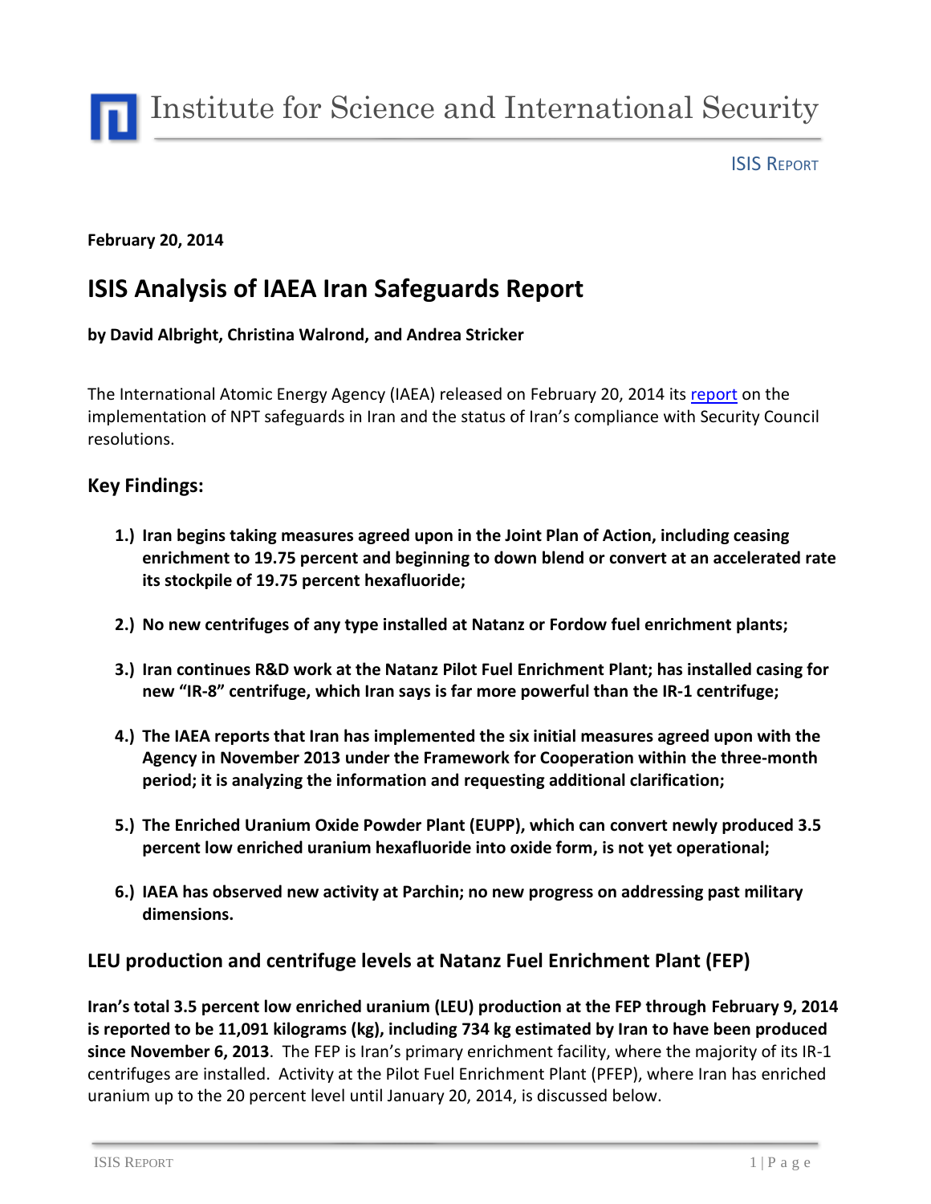Institute for Science and International Security

ISIS REPORT

**February 20, 2014**

# ISIS Analysis of IAEA Iran Safeguards Report

**by David Albright, Christina Walrond, and Andrea Stricker**

The International Atomic Energy Agency (IAEA) released on February 20, 2014 its [report](report) on the implementation of NPT safeguards in Iran and the status of Iran's compliance with Security Council resolutions.

## Key Findings:

1. **Iran begins taking measures agreed upon in the Joint Plan of Action, including ceasing enrichment to 19.75 percent and beginning to down blend or convert at an accelerated rate its stockpile of 19.75 percent hexafluoride;**
2. **No new centrifuges of any type installed at Natanz or Fordow fuel enrichment plants;**
3. **Iran continues R&D work at the Natanz Pilot Fuel Enrichment Plant; has installed casing for new "IR-8" centrifuge, which Iran says is far more powerful than the IR-1 centrifuge;**
4. **The IAEA reports that Iran has implemented the six initial measures agreed upon with the Agency in November 2013 under the Framework for Cooperation within the three-month period; it is analyzing the information and requesting additional clarification;**
5. **The Enriched Uranium Oxide Powder Plant (EUPP), which can convert newly produced 3.5 percent low enriched uranium hexafluoride into oxide form, is not yet operational;**
6. **IAEA has observed new activity at Parchin; no new progress on addressing past military dimensions.**

## LEU production and centrifuge levels at Natanz Fuel Enrichment Plant (FEP)

**Iran's total 3.5 percent low enriched uranium (LEU) production at the FEP through February 9, 2014 is reported to be 11,091 kilograms (kg), including 734 kg estimated by Iran to have been produced since November 6, 2013**. The FEP is Iran's primary enrichment facility, where the majority of its IR-1 centrifuges are installed. Activity at the Pilot Fuel Enrichment Plant (PFEP), where Iran has enriched uranium up to the 20 percent level until January 20, 2014, is discussed below.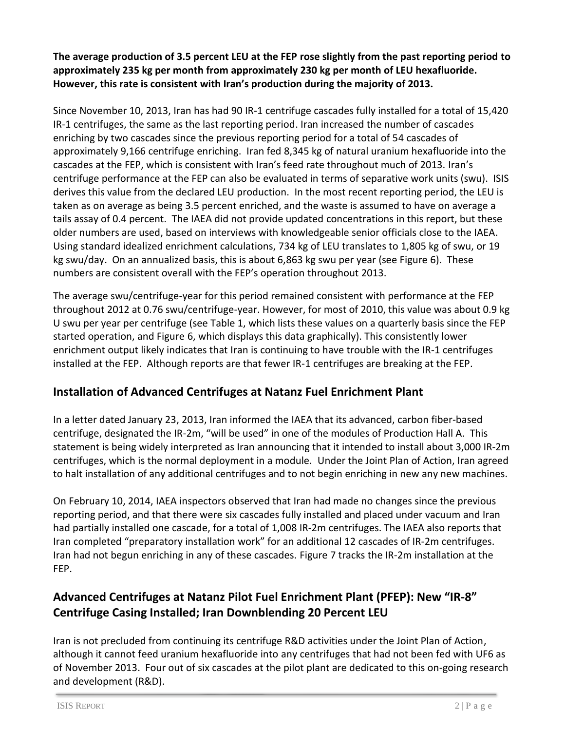**The average production of 3.5 percent LEU at the FEP rose slightly from the past reporting period to approximately 235 kg per month from approximately 230 kg per month of LEU hexafluoride. However, this rate is consistent with Iran's production during the majority of 2013.**

Since November 10, 2013, Iran has had 90 IR-1 centrifuge cascades fully installed for a total of 15,420 IR-1 centrifuges, the same as the last reporting period. Iran increased the number of cascades enriching by two cascades since the previous reporting period for a total of 54 cascades of approximately 9,166 centrifuge enriching. Iran fed 8,345 kg of natural uranium hexafluoride into the cascades at the FEP, which is consistent with Iran's feed rate throughout much of 2013. Iran's centrifuge performance at the FEP can also be evaluated in terms of separative work units (swu). ISIS derives this value from the declared LEU production. In the most recent reporting period, the LEU is taken as on average as being 3.5 percent enriched, and the waste is assumed to have on average a tails assay of 0.4 percent. The IAEA did not provide updated concentrations in this report, but these older numbers are used, based on interviews with knowledgeable senior officials close to the IAEA. Using standard idealized enrichment calculations, 734 kg of LEU translates to 1,805 kg of swu, or 19 kg swu/day. On an annualized basis, this is about 6,863 kg swu per year (see Figure 6). These numbers are consistent overall with the FEP's operation throughout 2013.

The average swu/centrifuge-year for this period remained consistent with performance at the FEP throughout 2012 at 0.76 swu/centrifuge-year. However, for most of 2010, this value was about 0.9 kg U swu per year per centrifuge (see Table 1, which lists these values on a quarterly basis since the FEP started operation, and Figure 6, which displays this data graphically). This consistently lower enrichment output likely indicates that Iran is continuing to have trouble with the IR-1 centrifuges installed at the FEP. Although reports are that fewer IR-1 centrifuges are breaking at the FEP.

## Installation of Advanced Centrifuges at Natanz Fuel Enrichment Plant

In a letter dated January 23, 2013, Iran informed the IAEA that its advanced, carbon fiber-based centrifuge, designated the IR-2m, "will be used" in one of the modules of Production Hall A. This statement is being widely interpreted as Iran announcing that it intended to install about 3,000 IR-2m centrifuges, which is the normal deployment in a module. Under the Joint Plan of Action, Iran agreed to halt installation of any additional centrifuges and to not begin enriching in new any new machines.

On February 10, 2014, IAEA inspectors observed that Iran had made no changes since the previous reporting period, and that there were six cascades fully installed and placed under vacuum and Iran had partially installed one cascade, for a total of 1,008 IR-2m centrifuges. The IAEA also reports that Iran completed "preparatory installation work" for an additional 12 cascades of IR-2m centrifuges. Iran had not begun enriching in any of these cascades. Figure 7 tracks the IR-2m installation at the FEP.

## Advanced Centrifuges at Natanz Pilot Fuel Enrichment Plant (PFEP): New "IR-8" Centrifuge Casing Installed; Iran Downblending 20 Percent LEU

Iran is not precluded from continuing its centrifuge R&D activities under the Joint Plan of Action, although it cannot feed uranium hexafluoride into any centrifuges that had not been fed with UF6 as of November 2013. Four out of six cascades at the pilot plant are dedicated to this on-going research and development (R&D).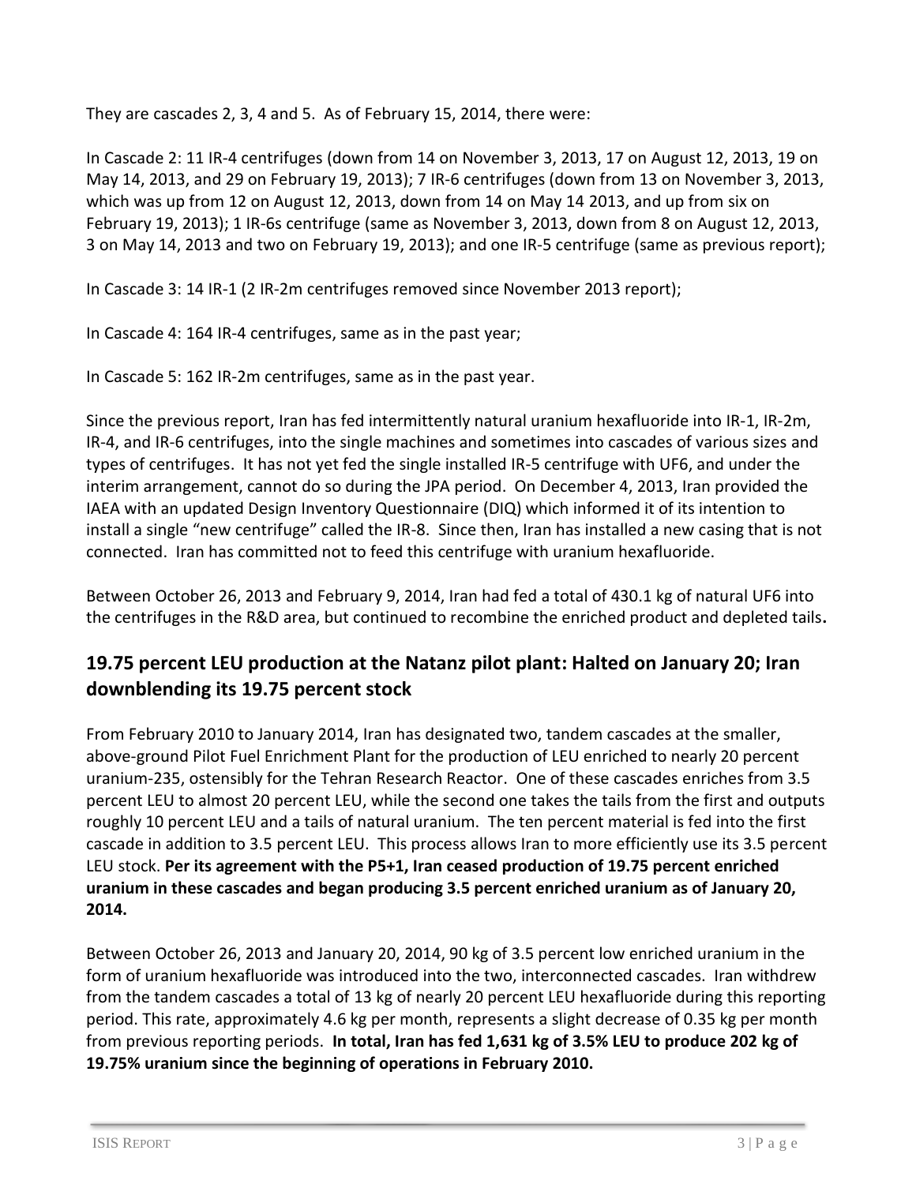They are cascades 2, 3, 4 and 5. As of February 15, 2014, there were:

In Cascade 2: 11 IR-4 centrifuges (down from 14 on November 3, 2013, 17 on August 12, 2013, 19 on May 14, 2013, and 29 on February 19, 2013); 7 IR-6 centrifuges (down from 13 on November 3, 2013, which was up from 12 on August 12, 2013, down from 14 on May 14 2013, and up from six on February 19, 2013); 1 IR-6s centrifuge (same as November 3, 2013, down from 8 on August 12, 2013, 3 on May 14, 2013 and two on February 19, 2013); and one IR-5 centrifuge (same as previous report);

In Cascade 3: 14 IR-1 (2 IR-2m centrifuges removed since November 2013 report);

In Cascade 4: 164 IR-4 centrifuges, same as in the past year;

In Cascade 5: 162 IR-2m centrifuges, same as in the past year.

Since the previous report, Iran has fed intermittently natural uranium hexafluoride into IR-1, IR-2m, IR-4, and IR-6 centrifuges, into the single machines and sometimes into cascades of various sizes and types of centrifuges. It has not yet fed the single installed IR-5 centrifuge with UF6, and under the interim arrangement, cannot do so during the JPA period. On December 4, 2013, Iran provided the IAEA with an updated Design Inventory Questionnaire (DIQ) which informed it of its intention to install a single "new centrifuge" called the IR-8. Since then, Iran has installed a new casing that is not connected. Iran has committed not to feed this centrifuge with uranium hexafluoride.

Between October 26, 2013 and February 9, 2014, Iran had fed a total of 430.1 kg of natural UF6 into the centrifuges in the R&D area, but continued to recombine the enriched product and depleted tails**.**

## 19.75 percent LEU production at the Natanz pilot plant: Halted on January 20; Iran downblending its 19.75 percent stock

From February 2010 to January 2014, Iran has designated two, tandem cascades at the smaller, above-ground Pilot Fuel Enrichment Plant for the production of LEU enriched to nearly 20 percent uranium-235, ostensibly for the Tehran Research Reactor. One of these cascades enriches from 3.5 percent LEU to almost 20 percent LEU, while the second one takes the tails from the first and outputs roughly 10 percent LEU and a tails of natural uranium. The ten percent material is fed into the first cascade in addition to 3.5 percent LEU. This process allows Iran to more efficiently use its 3.5 percent LEU stock. **Per its agreement with the P5+1, Iran ceased production of 19.75 percent enriched uranium in these cascades and began producing 3.5 percent enriched uranium as of January 20, 2014.**

Between October 26, 2013 and January 20, 2014, 90 kg of 3.5 percent low enriched uranium in the form of uranium hexafluoride was introduced into the two, interconnected cascades. Iran withdrew from the tandem cascades a total of 13 kg of nearly 20 percent LEU hexafluoride during this reporting period. This rate, approximately 4.6 kg per month, represents a slight decrease of 0.35 kg per month from previous reporting periods. **In total, Iran has fed 1,631 kg of 3.5% LEU to produce 202 kg of 19.75% uranium since the beginning of operations in February 2010.**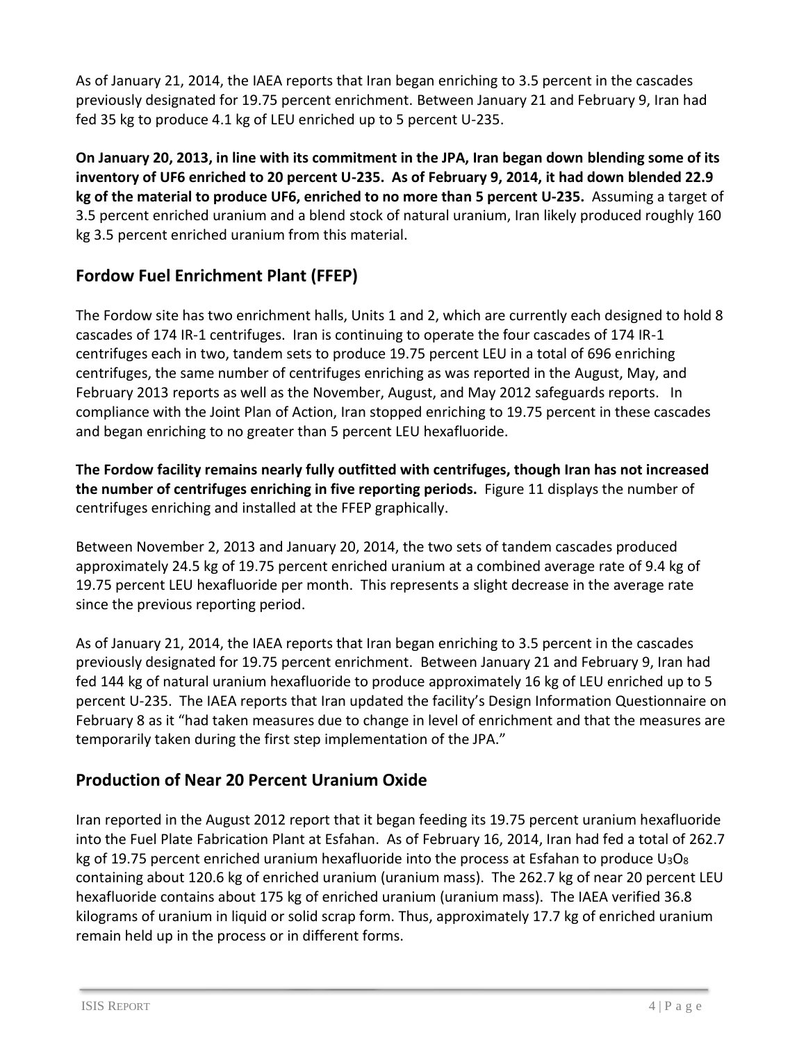As of January 21, 2014, the IAEA reports that Iran began enriching to 3.5 percent in the cascades previously designated for 19.75 percent enrichment. Between January 21 and February 9, Iran had fed 35 kg to produce 4.1 kg of LEU enriched up to 5 percent U-235.

**On January 20, 2013, in line with its commitment in the JPA, Iran began down blending some of its inventory of UF6 enriched to 20 percent U-235. As of February 9, 2014, it had down blended 22.9 kg of the material to produce UF6, enriched to no more than 5 percent U-235.** Assuming a target of 3.5 percent enriched uranium and a blend stock of natural uranium, Iran likely produced roughly 160 kg 3.5 percent enriched uranium from this material.

## Fordow Fuel Enrichment Plant (FFEP)

The Fordow site has two enrichment halls, Units 1 and 2, which are currently each designed to hold 8 cascades of 174 IR-1 centrifuges. Iran is continuing to operate the four cascades of 174 IR-1 centrifuges each in two, tandem sets to produce 19.75 percent LEU in a total of 696 enriching centrifuges, the same number of centrifuges enriching as was reported in the August, May, and February 2013 reports as well as the November, August, and May 2012 safeguards reports. In compliance with the Joint Plan of Action, Iran stopped enriching to 19.75 percent in these cascades and began enriching to no greater than 5 percent LEU hexafluoride.

**The Fordow facility remains nearly fully outfitted with centrifuges, though Iran has not increased the number of centrifuges enriching in five reporting periods.** Figure 11 displays the number of centrifuges enriching and installed at the FFEP graphically.

Between November 2, 2013 and January 20, 2014, the two sets of tandem cascades produced approximately 24.5 kg of 19.75 percent enriched uranium at a combined average rate of 9.4 kg of 19.75 percent LEU hexafluoride per month. This represents a slight decrease in the average rate since the previous reporting period.

As of January 21, 2014, the IAEA reports that Iran began enriching to 3.5 percent in the cascades previously designated for 19.75 percent enrichment. Between January 21 and February 9, Iran had fed 144 kg of natural uranium hexafluoride to produce approximately 16 kg of LEU enriched up to 5 percent U-235. The IAEA reports that Iran updated the facility's Design Information Questionnaire on February 8 as it "had taken measures due to change in level of enrichment and that the measures are temporarily taken during the first step implementation of the JPA."

## Production of Near 20 Percent Uranium Oxide

Iran reported in the August 2012 report that it began feeding its 19.75 percent uranium hexafluoride into the Fuel Plate Fabrication Plant at Esfahan. As of February 16, 2014, Iran had fed a total of 262.7 kg of 19.75 percent enriched uranium hexafluoride into the process at Esfahan to produce $U_3O_8$ containing about 120.6 kg of enriched uranium (uranium mass). The 262.7 kg of near 20 percent LEU hexafluoride contains about 175 kg of enriched uranium (uranium mass). The IAEA verified 36.8 kilograms of uranium in liquid or solid scrap form. Thus, approximately 17.7 kg of enriched uranium remain held up in the process or in different forms.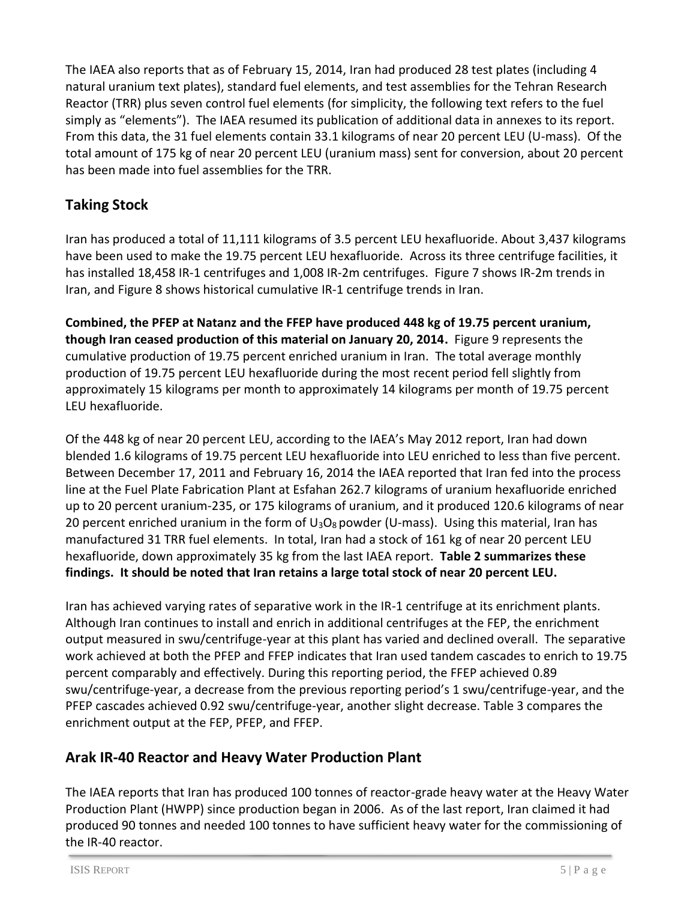The IAEA also reports that as of February 15, 2014, Iran had produced 28 test plates (including 4 natural uranium text plates), standard fuel elements, and test assemblies for the Tehran Research Reactor (TRR) plus seven control fuel elements (for simplicity, the following text refers to the fuel simply as "elements"). The IAEA resumed its publication of additional data in annexes to its report. From this data, the 31 fuel elements contain 33.1 kilograms of near 20 percent LEU (U-mass). Of the total amount of 175 kg of near 20 percent LEU (uranium mass) sent for conversion, about 20 percent has been made into fuel assemblies for the TRR.

## Taking Stock

Iran has produced a total of 11,111 kilograms of 3.5 percent LEU hexafluoride. About 3,437 kilograms have been used to make the 19.75 percent LEU hexafluoride. Across its three centrifuge facilities, it has installed 18,458 IR-1 centrifuges and 1,008 IR-2m centrifuges. Figure 7 shows IR-2m trends in Iran, and Figure 8 shows historical cumulative IR-1 centrifuge trends in Iran.

**Combined, the PFEP at Natanz and the FFEP have produced 448 kg of 19.75 percent uranium, though Iran ceased production of this material on January 20, 2014.** Figure 9 represents the cumulative production of 19.75 percent enriched uranium in Iran. The total average monthly production of 19.75 percent LEU hexafluoride during the most recent period fell slightly from approximately 15 kilograms per month to approximately 14 kilograms per month of 19.75 percent LEU hexafluoride.

Of the 448 kg of near 20 percent LEU, according to the IAEA's May 2012 report, Iran had down blended 1.6 kilograms of 19.75 percent LEU hexafluoride into LEU enriched to less than five percent. Between December 17, 2011 and February 16, 2014 the IAEA reported that Iran fed into the process line at the Fuel Plate Fabrication Plant at Esfahan 262.7 kilograms of uranium hexafluoride enriched up to 20 percent uranium-235, or 175 kilograms of uranium, and it produced 120.6 kilograms of near 20 percent enriched uranium in the form of $U_3O_8$ powder (U-mass). Using this material, Iran has manufactured 31 TRR fuel elements. In total, Iran had a stock of 161 kg of near 20 percent LEU hexafluoride, down approximately 35 kg from the last IAEA report. **Table 2 summarizes these findings. It should be noted that Iran retains a large total stock of near 20 percent LEU.**

Iran has achieved varying rates of separative work in the IR-1 centrifuge at its enrichment plants. Although Iran continues to install and enrich in additional centrifuges at the FEP, the enrichment output measured in swu/centrifuge-year at this plant has varied and declined overall. The separative work achieved at both the PFEP and FFEP indicates that Iran used tandem cascades to enrich to 19.75 percent comparably and effectively. During this reporting period, the FFEP achieved 0.89 swu/centrifuge-year, a decrease from the previous reporting period's 1 swu/centrifuge-year, and the PFEP cascades achieved 0.92 swu/centrifuge-year, another slight decrease. Table 3 compares the enrichment output at the FEP, PFEP, and FFEP.

## Arak IR-40 Reactor and Heavy Water Production Plant

The IAEA reports that Iran has produced 100 tonnes of reactor-grade heavy water at the Heavy Water Production Plant (HWPP) since production began in 2006. As of the last report, Iran claimed it had produced 90 tonnes and needed 100 tonnes to have sufficient heavy water for the commissioning of the IR-40 reactor.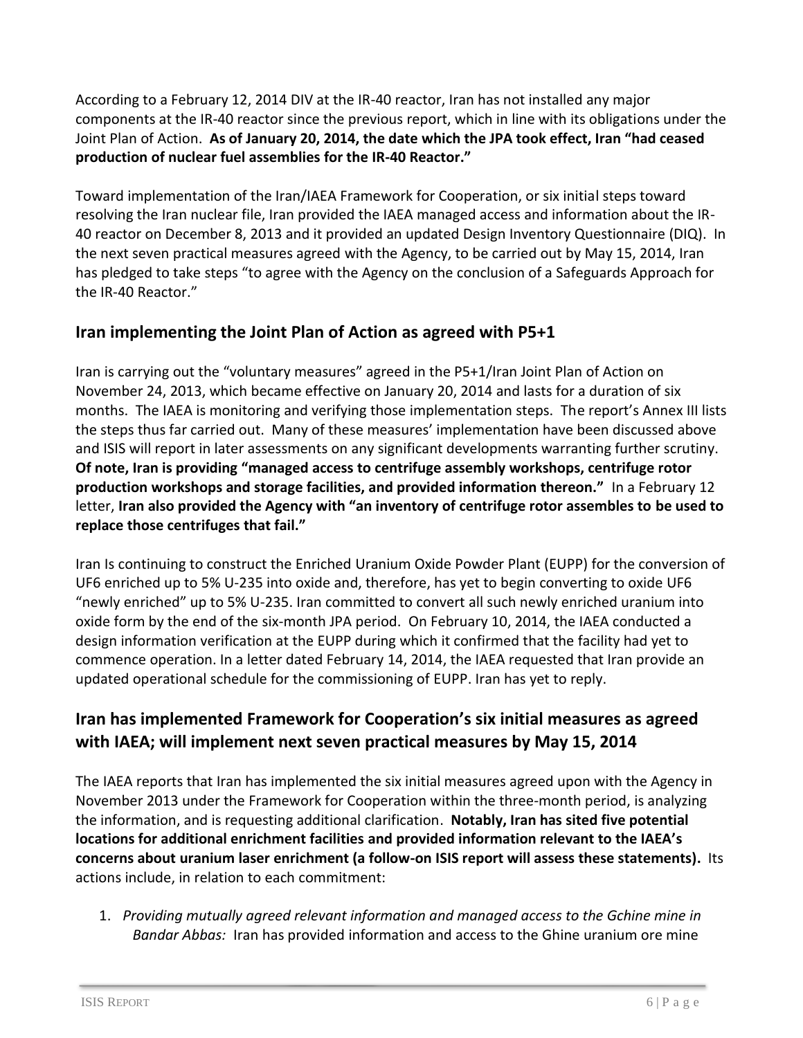According to a February 12, 2014 DIV at the IR-40 reactor, Iran has not installed any major components at the IR-40 reactor since the previous report, which in line with its obligations under the Joint Plan of Action. **As of January 20, 2014, the date which the JPA took effect, Iran "had ceased production of nuclear fuel assemblies for the IR-40 Reactor."**

Toward implementation of the Iran/IAEA Framework for Cooperation, or six initial steps toward resolving the Iran nuclear file, Iran provided the IAEA managed access and information about the IR-40 reactor on December 8, 2013 and it provided an updated Design Inventory Questionnaire (DIQ). In the next seven practical measures agreed with the Agency, to be carried out by May 15, 2014, Iran has pledged to take steps "to agree with the Agency on the conclusion of a Safeguards Approach for the IR-40 Reactor."

## Iran implementing the Joint Plan of Action as agreed with P5+1

Iran is carrying out the "voluntary measures" agreed in the P5+1/Iran Joint Plan of Action on November 24, 2013, which became effective on January 20, 2014 and lasts for a duration of six months. The IAEA is monitoring and verifying those implementation steps. The report's Annex III lists the steps thus far carried out. Many of these measures' implementation have been discussed above and ISIS will report in later assessments on any significant developments warranting further scrutiny. **Of note, Iran is providing "managed access to centrifuge assembly workshops, centrifuge rotor production workshops and storage facilities, and provided information thereon."** In a February 12 letter, **Iran also provided the Agency with "an inventory of centrifuge rotor assembles to be used to replace those centrifuges that fail."**

Iran Is continuing to construct the Enriched Uranium Oxide Powder Plant (EUPP) for the conversion of UF6 enriched up to 5% U-235 into oxide and, therefore, has yet to begin converting to oxide UF6 "newly enriched" up to 5% U-235. Iran committed to convert all such newly enriched uranium into oxide form by the end of the six-month JPA period. On February 10, 2014, the IAEA conducted a design information verification at the EUPP during which it confirmed that the facility had yet to commence operation. In a letter dated February 14, 2014, the IAEA requested that Iran provide an updated operational schedule for the commissioning of EUPP. Iran has yet to reply.

## Iran has implemented Framework for Cooperation's six initial measures as agreed with IAEA; will implement next seven practical measures by May 15, 2014

The IAEA reports that Iran has implemented the six initial measures agreed upon with the Agency in November 2013 under the Framework for Cooperation within the three-month period, is analyzing the information, and is requesting additional clarification. **Notably, Iran has sited five potential locations for additional enrichment facilities and provided information relevant to the IAEA's concerns about uranium laser enrichment (a follow-on ISIS report will assess these statements).** Its actions include, in relation to each commitment:

1. *Providing mutually agreed relevant information and managed access to the Gchine mine in Bandar Abbas:* Iran has provided information and access to the Ghine uranium ore mine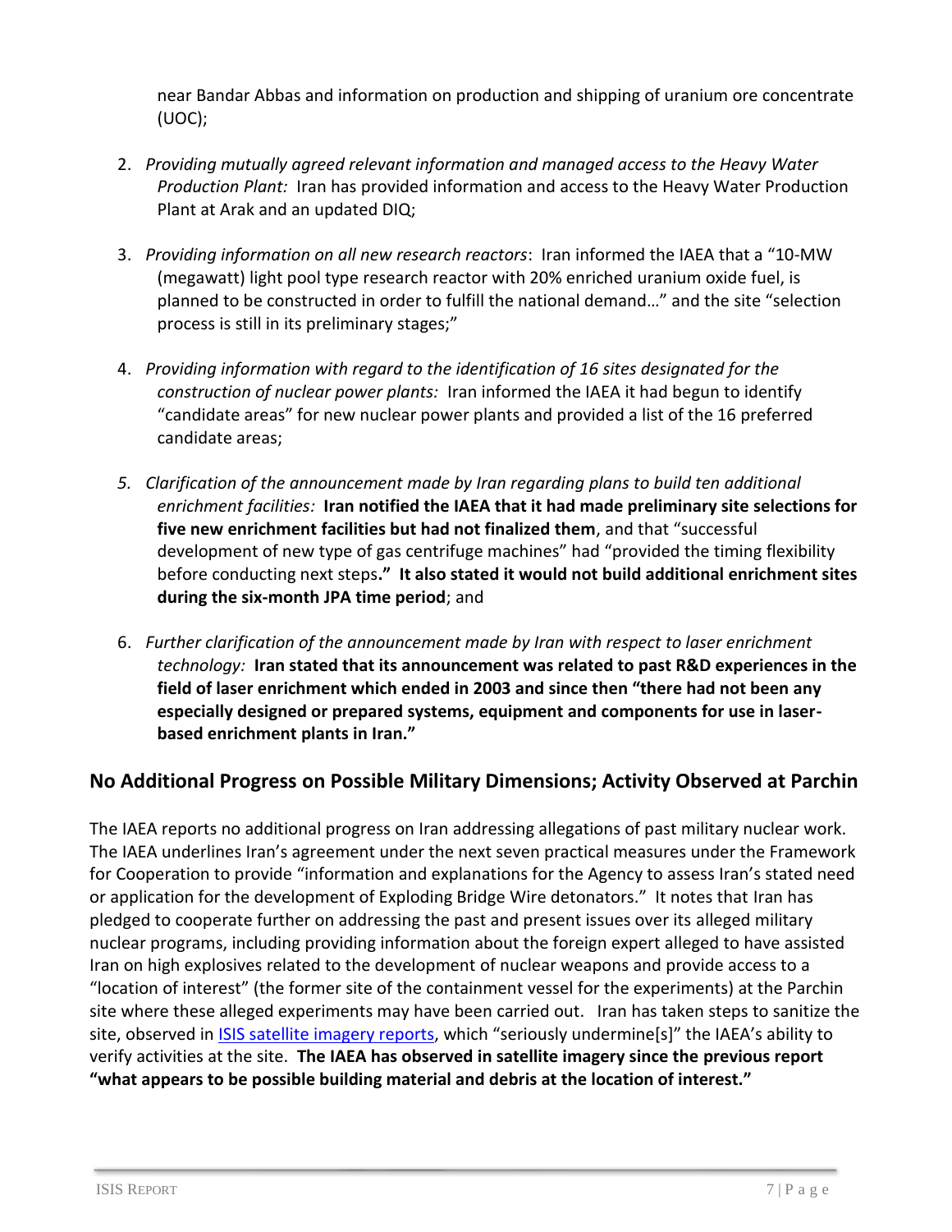near Bandar Abbas and information on production and shipping of uranium ore concentrate (UOC);

2. *Providing mutually agreed relevant information and managed access to the Heavy Water Production Plant:* Iran has provided information and access to the Heavy Water Production Plant at Arak and an updated DIQ;

3. *Providing information on all new research reactors*: Iran informed the IAEA that a "10-MW (megawatt) light pool type research reactor with 20% enriched uranium oxide fuel, is planned to be constructed in order to fulfill the national demand…" and the site "selection process is still in its preliminary stages;"

4. *Providing information with regard to the identification of 16 sites designated for the construction of nuclear power plants:* Iran informed the IAEA it had begun to identify "candidate areas" for new nuclear power plants and provided a list of the 16 preferred candidate areas;

5. *Clarification of the announcement made by Iran regarding plans to build ten additional enrichment facilities:* **Iran notified the IAEA that it had made preliminary site selections for five new enrichment facilities but had not finalized them**, and that "successful development of new type of gas centrifuge machines" had "provided the timing flexibility before conducting next steps**." It also stated it would not build additional enrichment sites during the six-month JPA time period**; and

6. *Further clarification of the announcement made by Iran with respect to laser enrichment technology:* **Iran stated that its announcement was related to past R&D experiences in the field of laser enrichment which ended in 2003 and since then "there had not been any especially designed or prepared systems, equipment and components for use in laser-based enrichment plants in Iran."**

## No Additional Progress on Possible Military Dimensions; Activity Observed at Parchin

The IAEA reports no additional progress on Iran addressing allegations of past military nuclear work. The IAEA underlines Iran's agreement under the next seven practical measures under the Framework for Cooperation to provide "information and explanations for the Agency to assess Iran's stated need or application for the development of Exploding Bridge Wire detonators." It notes that Iran has pledged to cooperate further on addressing the past and present issues over its alleged military nuclear programs, including providing information about the foreign expert alleged to have assisted Iran on high explosives related to the development of nuclear weapons and provide access to a "location of interest" (the former site of the containment vessel for the experiments) at the Parchin site where these alleged experiments may have been carried out. Iran has taken steps to sanitize the site, observed in ISIS satellite imagery reports, which "seriously undermine[s]" the IAEA's ability to verify activities at the site. **The IAEA has observed in satellite imagery since the previous report "what appears to be possible building material and debris at the location of interest."**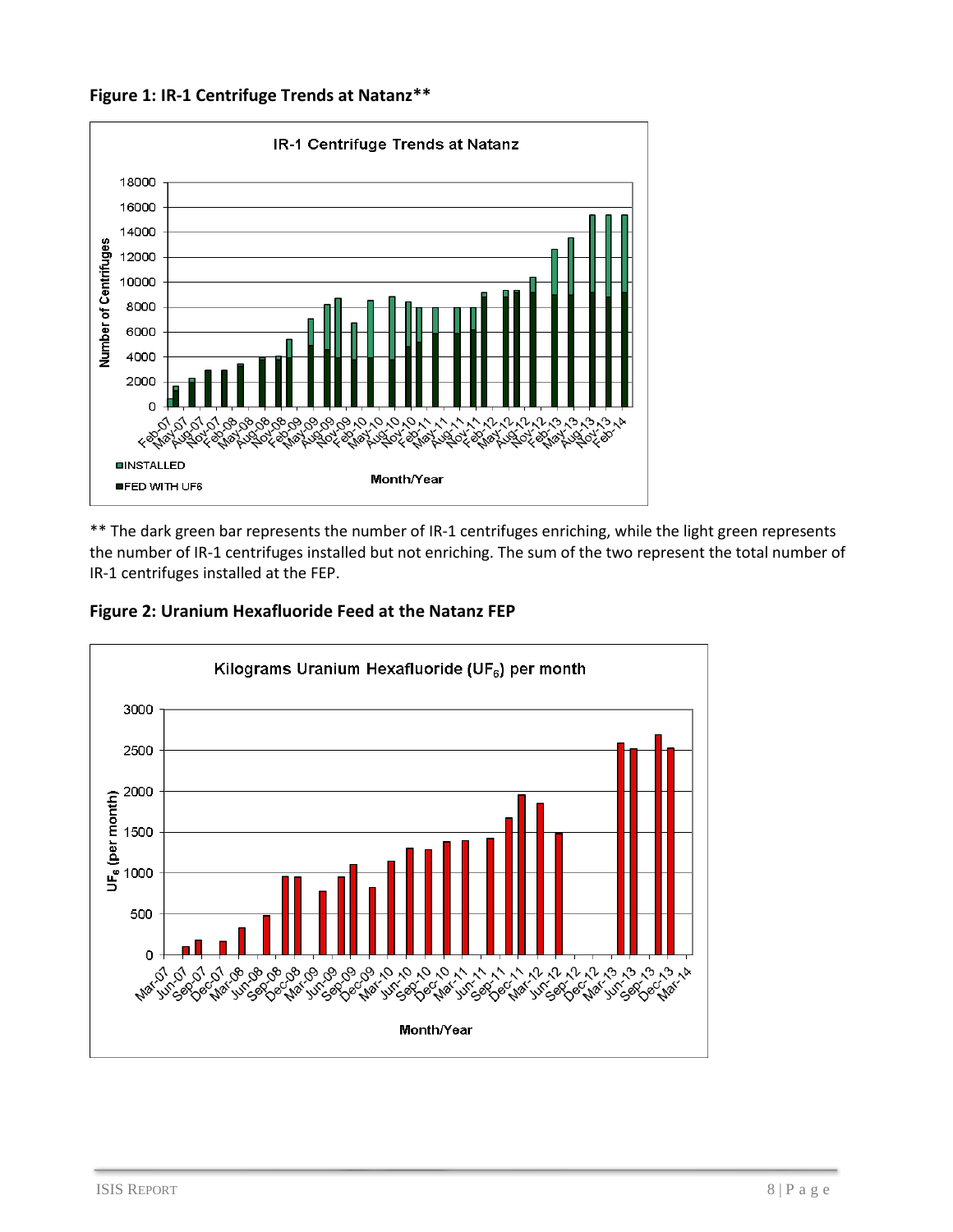**Figure 1: IR-1 Centrifuge Trends at Natanz****

** The dark green bar represents the number of IR-1 centrifuges enriching, while the light green represents the number of IR-1 centrifuges installed but not enriching. The sum of the two represent the total number of IR-1 centrifuges installed at the FEP.

**Figure 2: Uranium Hexafluoride Feed at the Natanz FEP**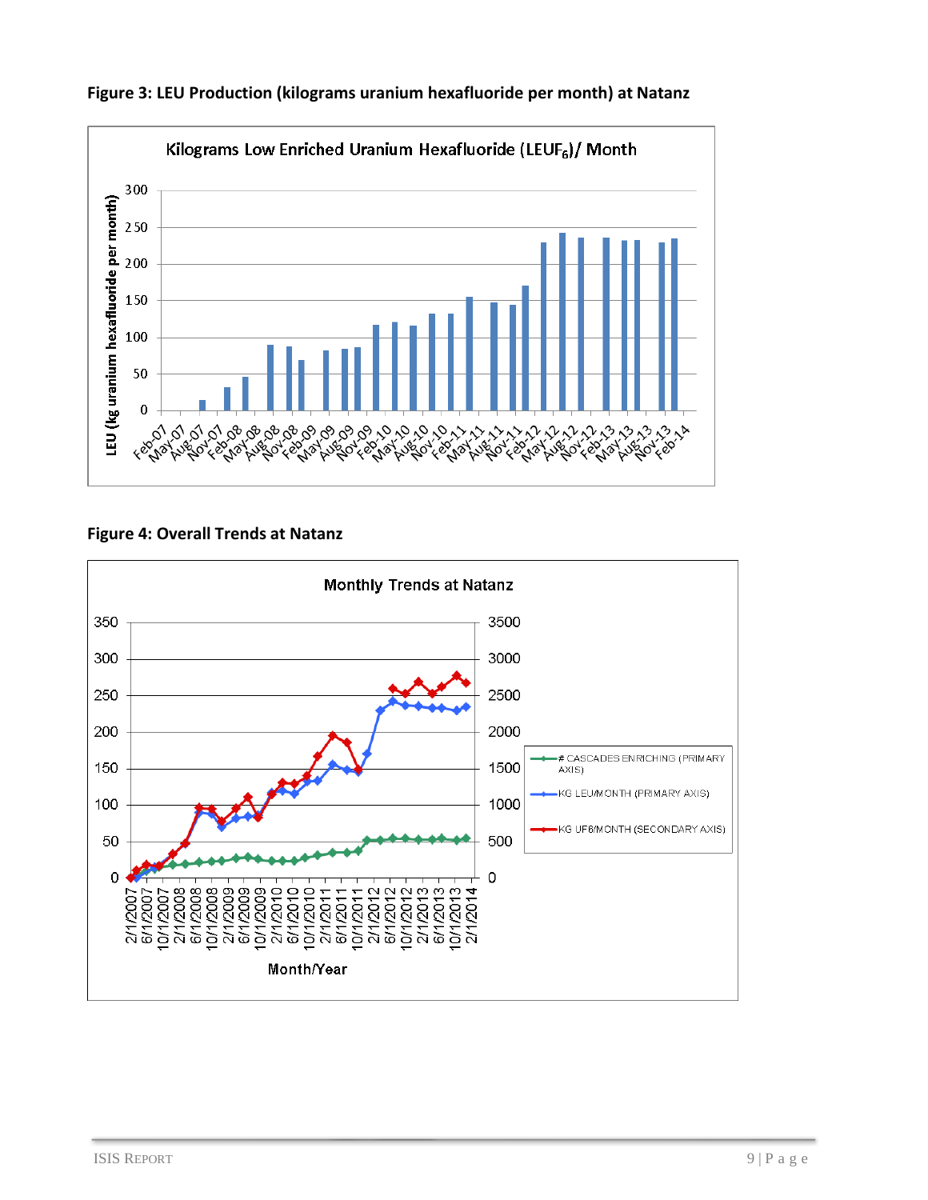**Figure 3: LEU Production (kilograms uranium hexafluoride per month) at Natanz**

**Figure 4: Overall Trends at Natanz**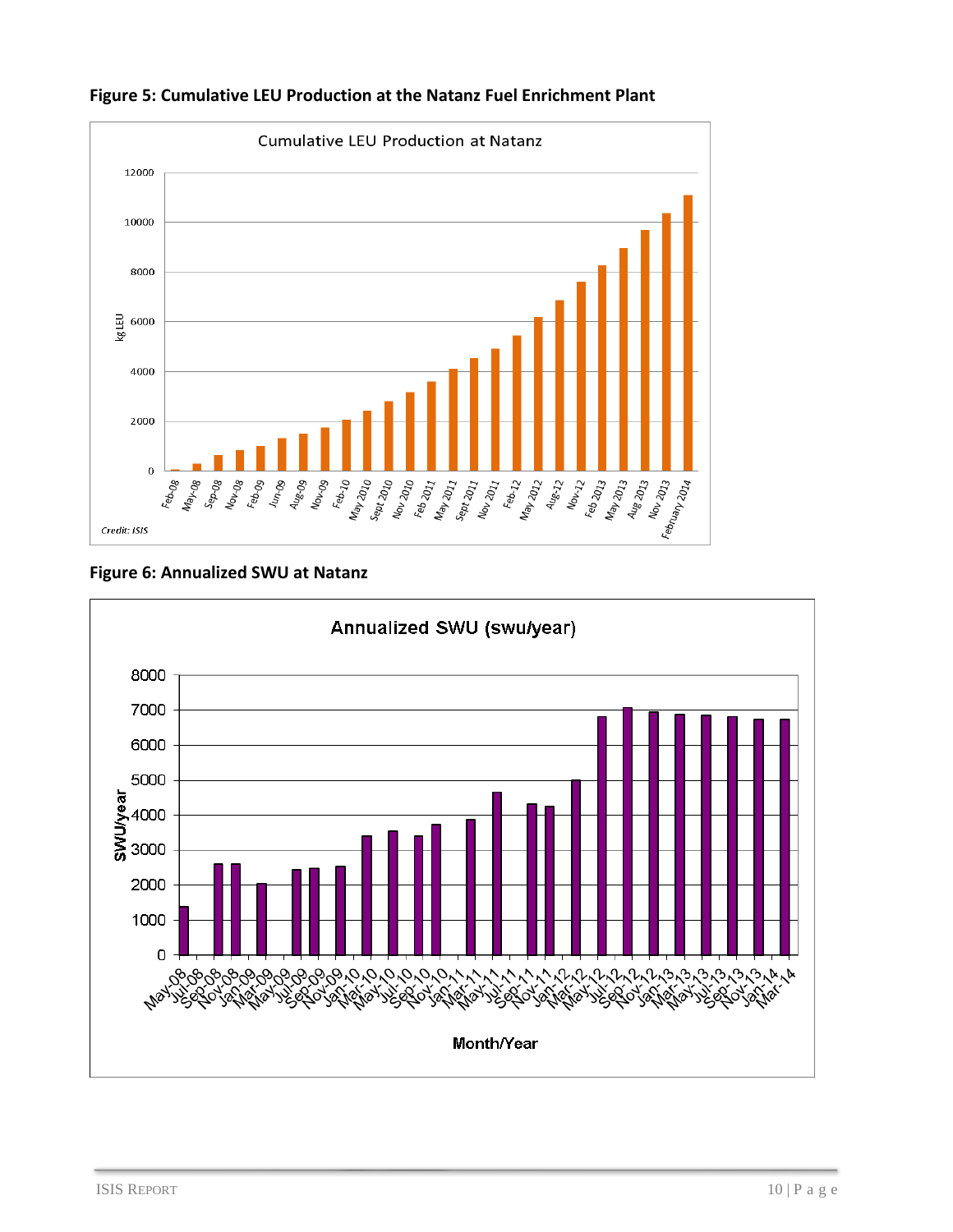**Figure 5: Cumulative LEU Production at the Natanz Fuel Enrichment Plant**

**Figure 6: Annualized SWU at Natanz**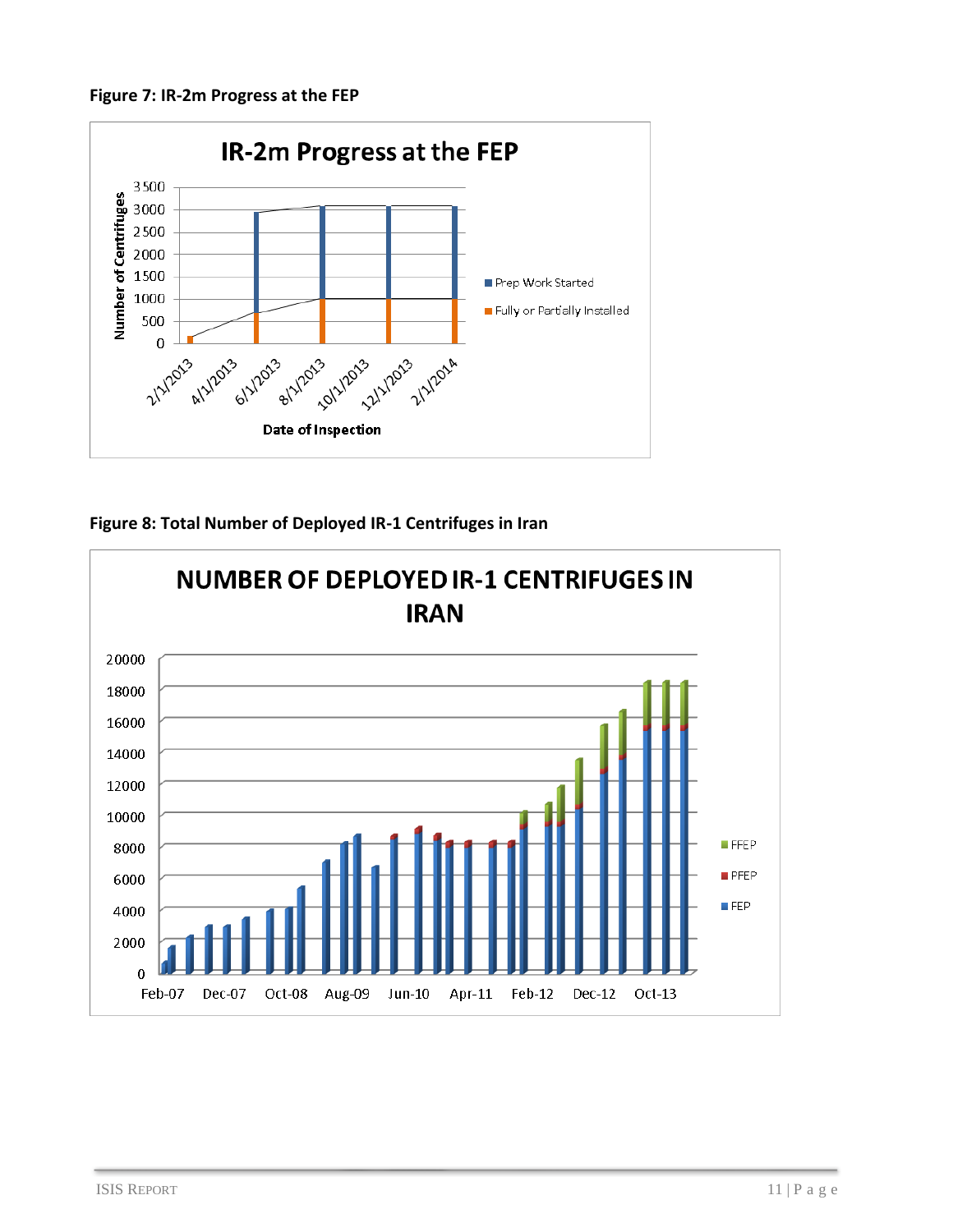**Figure 7: IR-2m Progress at the FEP**

**Figure 8: Total Number of Deployed IR-1 Centrifuges in Iran**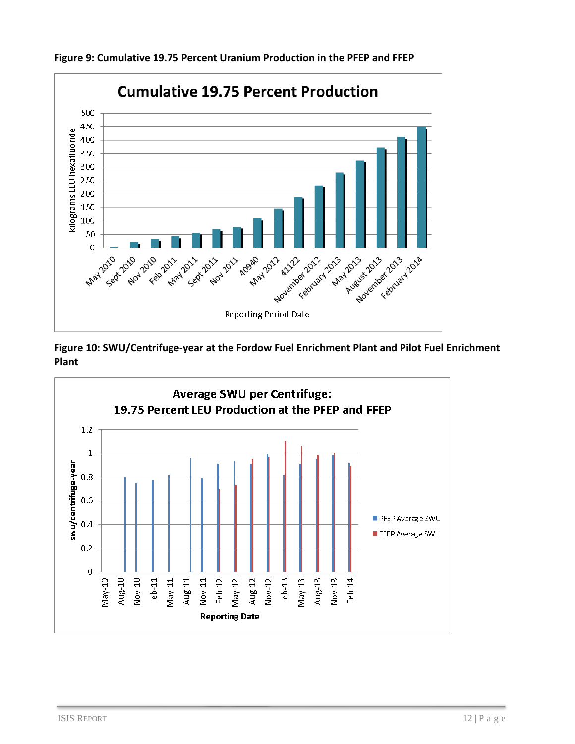**Figure 9: Cumulative 19.75 Percent Uranium Production in the PFEP and FFEP**

**Figure 10: SWU/Centrifuge-year at the Fordow Fuel Enrichment Plant and Pilot Fuel Enrichment Plant**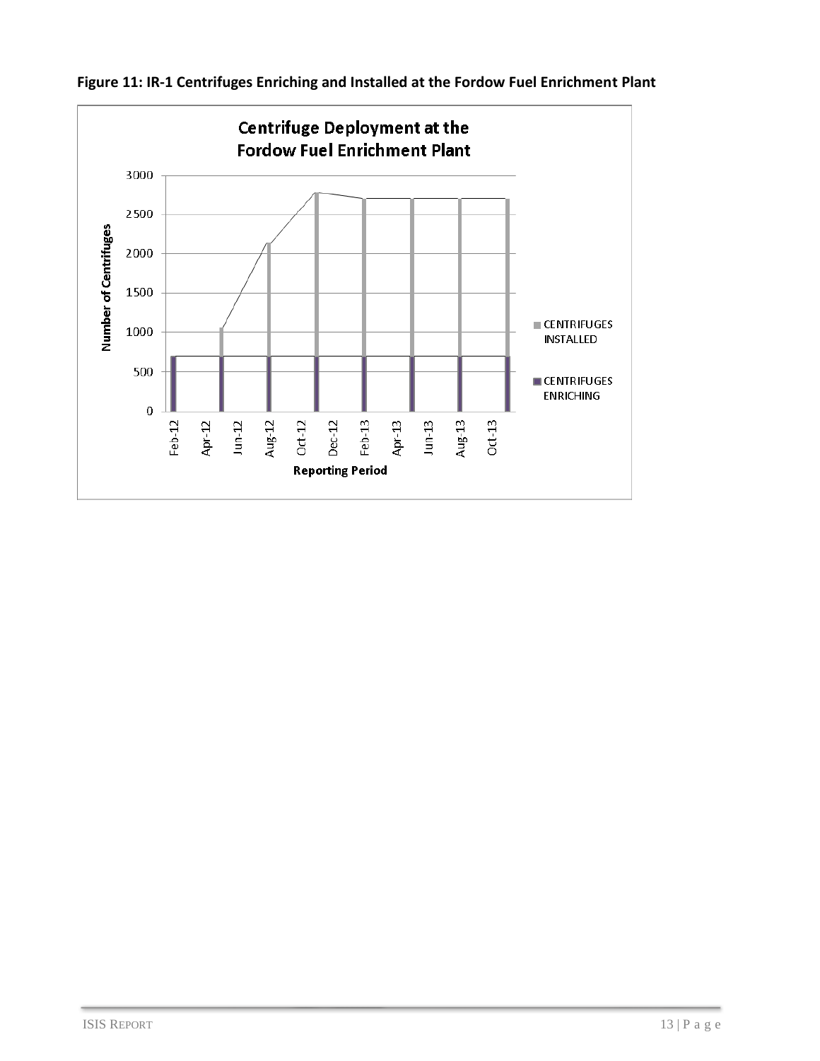**Figure 11: IR-1 Centrifuges Enriching and Installed at the Fordow Fuel Enrichment Plant**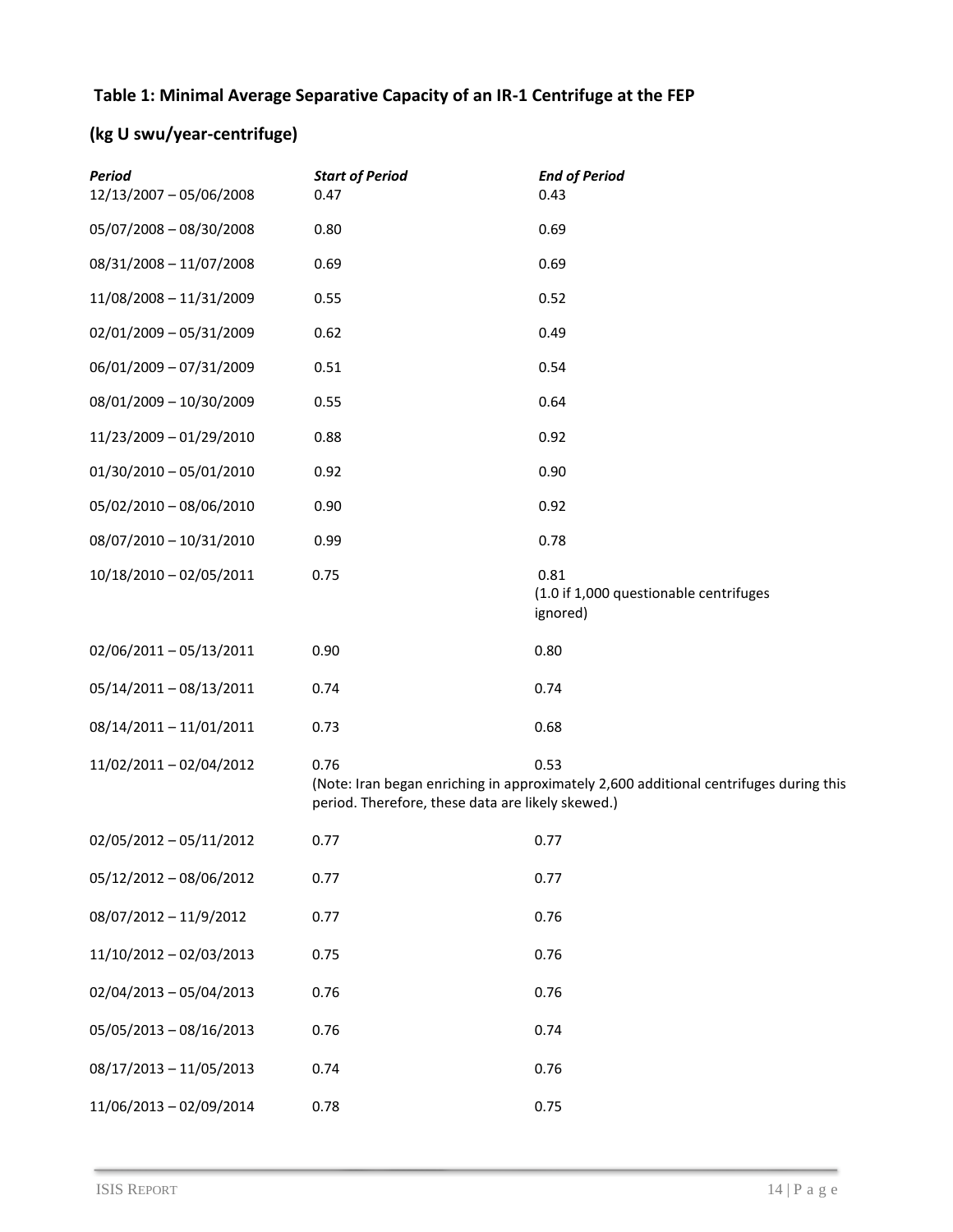**Table 1: Minimal Average Separative Capacity of an IR-1 Centrifuge at the FEP**

**(kg U swu/year-centrifuge)**

| *Period* | *Start of Period* | *End of Period* |
|---|---|---|
| 12/13/2007 – 05/06/2008 | 0.47 | 0.43 |
| 05/07/2008 – 08/30/2008 | 0.80 | 0.69 |
| 08/31/2008 – 11/07/2008 | 0.69 | 0.69 |
| 11/08/2008 – 11/31/2009 | 0.55 | 0.52 |
| 02/01/2009 – 05/31/2009 | 0.62 | 0.49 |
| 06/01/2009 – 07/31/2009 | 0.51 | 0.54 |
| 08/01/2009 – 10/30/2009 | 0.55 | 0.64 |
| 11/23/2009 – 01/29/2010 | 0.88 | 0.92 |
| 01/30/2010 – 05/01/2010 | 0.92 | 0.90 |
| 05/02/2010 – 08/06/2010 | 0.90 | 0.92 |
| 08/07/2010 – 10/31/2010 | 0.99 | 0.78 |
| 10/18/2010 – 02/05/2011 | 0.75 | 0.81 (1.0 if 1,000 questionable centrifuges ignored) |
| 02/06/2011 – 05/13/2011 | 0.90 | 0.80 |
| 05/14/2011 – 08/13/2011 | 0.74 | 0.74 |
| 08/14/2011 – 11/01/2011 | 0.73 | 0.68 |
| 11/02/2011 – 02/04/2012 | 0.76 (Note: Iran began enriching in approximately 2,600 additional centrifuges during this period. Therefore, these data are likely skewed.) | 0.53 |
| 02/05/2012 – 05/11/2012 | 0.77 | 0.77 |
| 05/12/2012 – 08/06/2012 | 0.77 | 0.77 |
| 08/07/2012 – 11/9/2012 | 0.77 | 0.76 |
| 11/10/2012 – 02/03/2013 | 0.75 | 0.76 |
| 02/04/2013 – 05/04/2013 | 0.76 | 0.76 |
| 05/05/2013 – 08/16/2013 | 0.76 | 0.74 |
| 08/17/2013 – 11/05/2013 | 0.74 | 0.76 |
| 11/06/2013 – 02/09/2014 | 0.78 | 0.75 |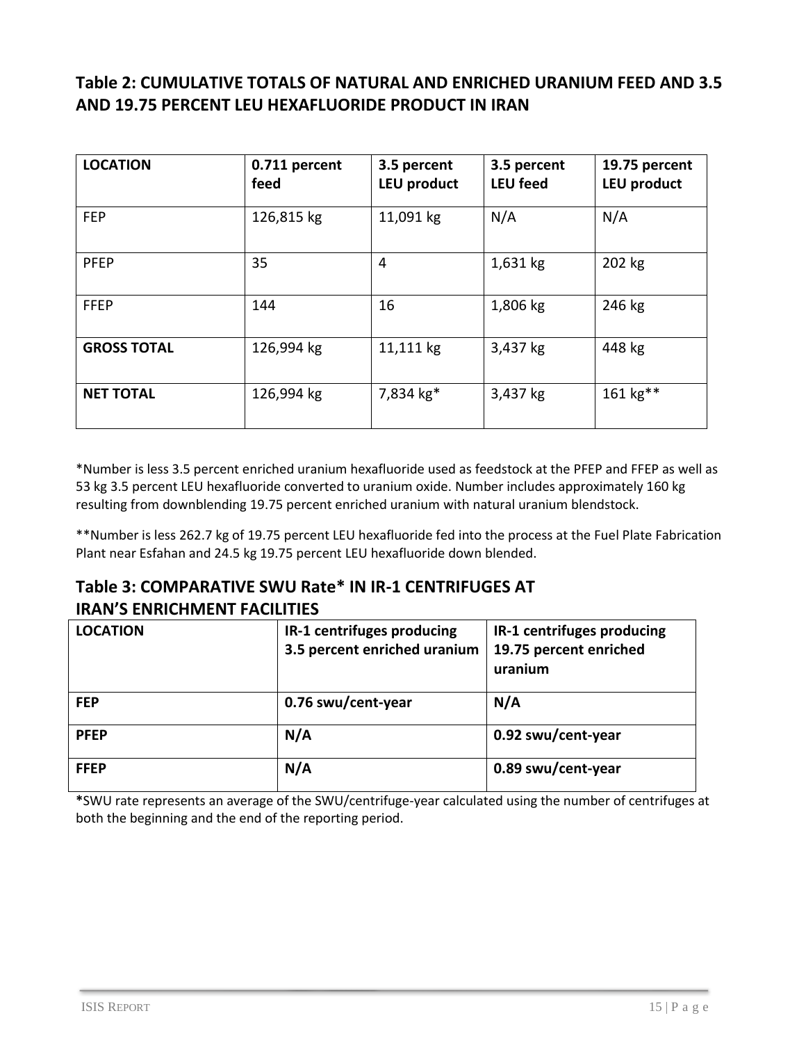## Table 2: CUMULATIVE TOTALS OF NATURAL AND ENRICHED URANIUM FEED AND 3.5 AND 19.75 PERCENT LEU HEXAFLUORIDE PRODUCT IN IRAN

| LOCATION | 0.711 percent feed | 3.5 percent LEU product | 3.5 percent LEU feed | 19.75 percent LEU product |
|---|---|---|---|---|
| FEP | 126,815 kg | 11,091 kg | N/A | N/A |
| PFEP | 35 | 4 | 1,631 kg | 202 kg |
| FFEP | 144 | 16 | 1,806 kg | 246 kg |
| **GROSS TOTAL** | 126,994 kg | 11,111 kg | 3,437 kg | 448 kg |
| **NET TOTAL** | 126,994 kg | 7,834 kg* | 3,437 kg | 161 kg** |

*Number is less 3.5 percent enriched uranium hexafluoride used as feedstock at the PFEP and FFEP as well as 53 kg 3.5 percent LEU hexafluoride converted to uranium oxide. Number includes approximately 160 kg resulting from downblending 19.75 percent enriched uranium with natural uranium blendstock.

**Number is less 262.7 kg of 19.75 percent LEU hexafluoride fed into the process at the Fuel Plate Fabrication Plant near Esfahan and 24.5 kg 19.75 percent LEU hexafluoride down blended.

## Table 3: COMPARATIVE SWU Rate* IN IR-1 CENTRIFUGES AT IRAN'S ENRICHMENT FACILITIES

| LOCATION | IR-1 centrifuges producing 3.5 percent enriched uranium | IR-1 centrifuges producing 19.75 percent enriched uranium |
|---|---|---|
| **FEP** | **0.76 swu/cent-year** | **N/A** |
| **PFEP** | **N/A** | **0.92 swu/cent-year** |
| **FFEP** | **N/A** | **0.89 swu/cent-year** |

***SWU rate represents an average of the SWU/centrifuge-year calculated using the number of centrifuges at both the beginning and the end of the reporting period.